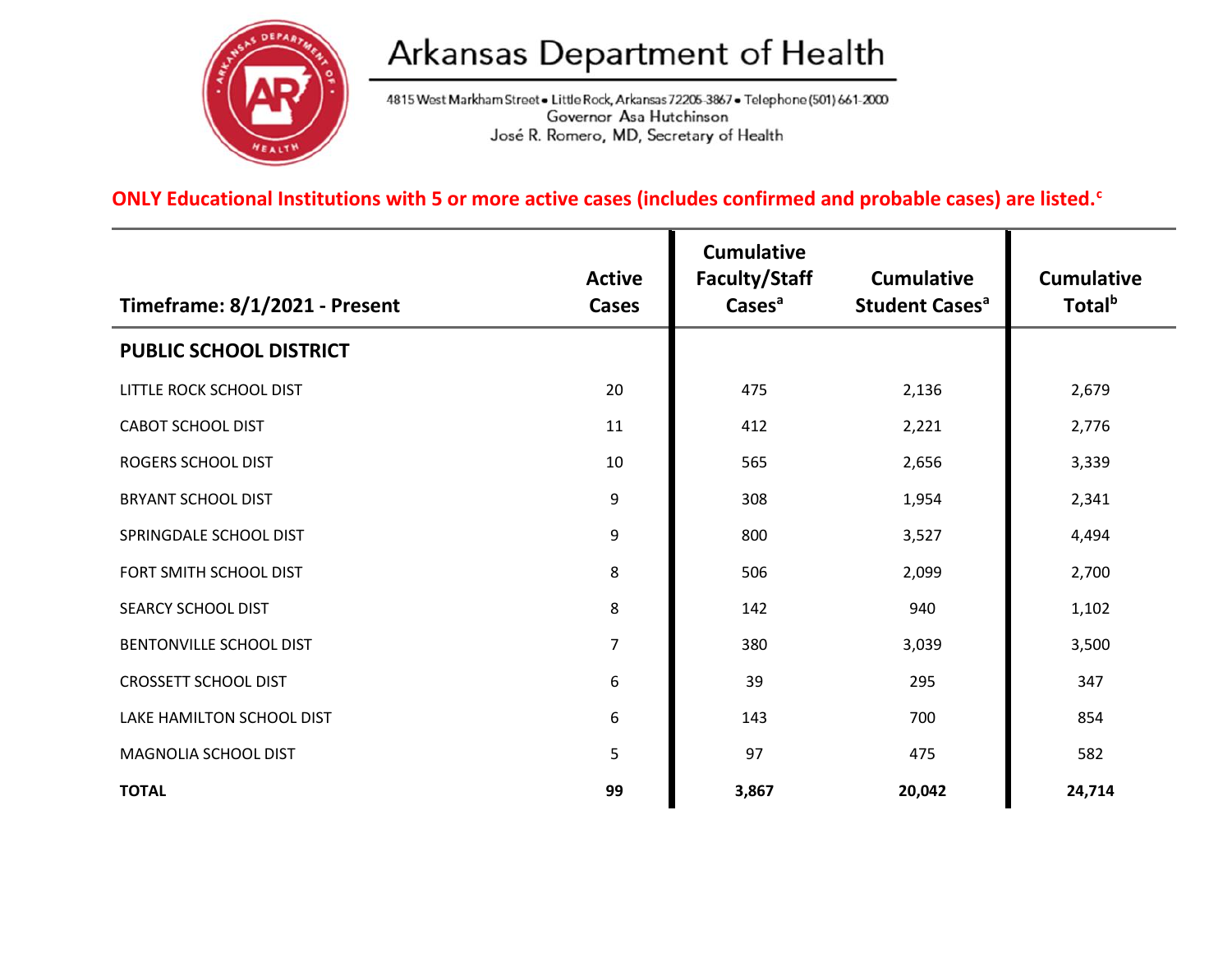# Arkansas Department of Health

4815 West Markham Street • Little Rock, Arkansas 72205-3867 • Telephone (501) 661-2000
Governor Asa Hutchinson
José R. Romero, MD, Secretary of Health

**ONLY Educational Institutions with 5 or more active cases (includes confirmed and probable cases) are listed.[c]**

| Timeframe: 8/1/2021 - Present | Active Cases | Cumulative Faculty/Staff Cases[a] | Cumulative Student Cases[a] | Cumulative Total[b] |
|---|---|---|---|---|
| **PUBLIC SCHOOL DISTRICT** | | | | |
| LITTLE ROCK SCHOOL DIST | 20 | 475 | 2,136 | 2,679 |
| CABOT SCHOOL DIST | 11 | 412 | 2,221 | 2,776 |
| ROGERS SCHOOL DIST | 10 | 565 | 2,656 | 3,339 |
| BRYANT SCHOOL DIST | 9 | 308 | 1,954 | 2,341 |
| SPRINGDALE SCHOOL DIST | 9 | 800 | 3,527 | 4,494 |
| FORT SMITH SCHOOL DIST | 8 | 506 | 2,099 | 2,700 |
| SEARCY SCHOOL DIST | 8 | 142 | 940 | 1,102 |
| BENTONVILLE SCHOOL DIST | 7 | 380 | 3,039 | 3,500 |
| CROSSETT SCHOOL DIST | 6 | 39 | 295 | 347 |
| LAKE HAMILTON SCHOOL DIST | 6 | 143 | 700 | 854 |
| MAGNOLIA SCHOOL DIST | 5 | 97 | 475 | 582 |
| **TOTAL** | **99** | **3,867** | **20,042** | **24,714** |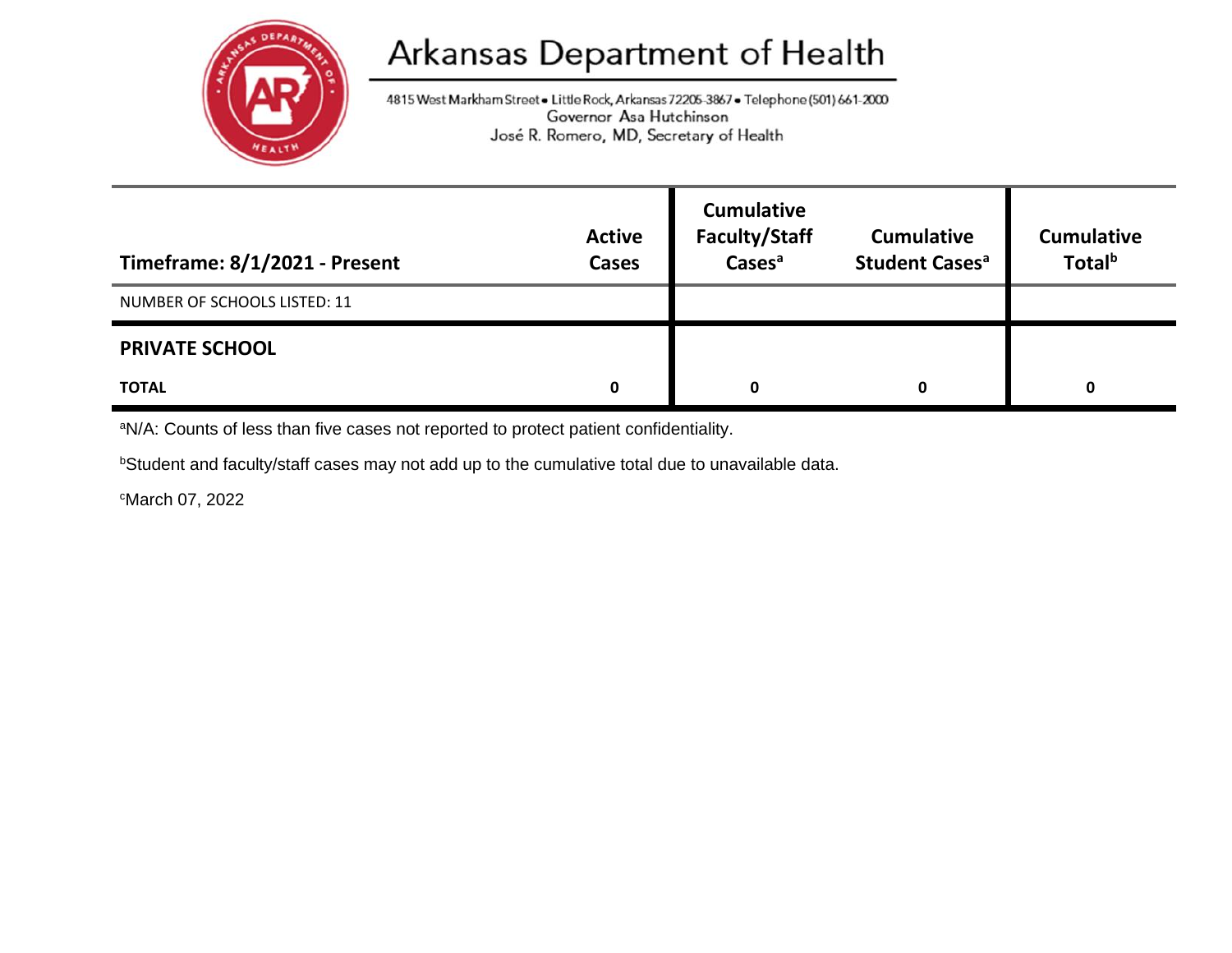# Arkansas Department of Health

4815 West Markham Street • Little Rock, Arkansas 72205-3867 • Telephone (501) 661-2000
Governor Asa Hutchinson
José R. Romero, MD, Secretary of Health

| Timeframe: 8/1/2021 - Present | Active Cases | Cumulative Faculty/Staff Cases[a] | Cumulative Student Cases[a] | Cumulative Total[b] |
|---|---|---|---|---|
| NUMBER OF SCHOOLS LISTED: 11 | | | | |
| **PRIVATE SCHOOL** | | | | |
| **TOTAL** | **0** | **0** | **0** | **0** |

[a]N/A: Counts of less than five cases not reported to protect patient confidentiality.

[b]Student and faculty/staff cases may not add up to the cumulative total due to unavailable data.

[c]March 07, 2022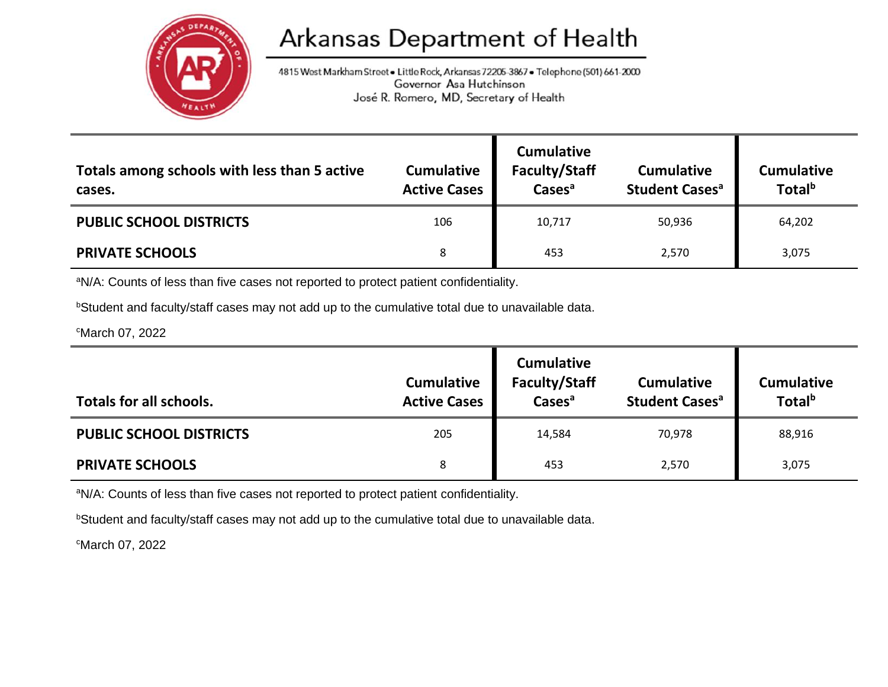# Arkansas Department of Health

4815 West Markham Street • Little Rock, Arkansas 72205-3867 • Telephone (501) 661-2000
Governor Asa Hutchinson
José R. Romero, MD, Secretary of Health

| Totals among schools with less than 5 active cases. | Cumulative Active Cases | Cumulative Faculty/Staff Cases[a] | Cumulative Student Cases[a] | Cumulative Total[b] |
|---|---|---|---|---|
| **PUBLIC SCHOOL DISTRICTS** | 106 | 10,717 | 50,936 | 64,202 |
| **PRIVATE SCHOOLS** | 8 | 453 | 2,570 | 3,075 |

[a]N/A: Counts of less than five cases not reported to protect patient confidentiality.

[b]Student and faculty/staff cases may not add up to the cumulative total due to unavailable data.

[c]March 07, 2022

| Totals for all schools. | Cumulative Active Cases | Cumulative Faculty/Staff Cases[a] | Cumulative Student Cases[a] | Cumulative Total[b] |
|---|---|---|---|---|
| **PUBLIC SCHOOL DISTRICTS** | 205 | 14,584 | 70,978 | 88,916 |
| **PRIVATE SCHOOLS** | 8 | 453 | 2,570 | 3,075 |

[a]N/A: Counts of less than five cases not reported to protect patient confidentiality.

[b]Student and faculty/staff cases may not add up to the cumulative total due to unavailable data.

[c]March 07, 2022